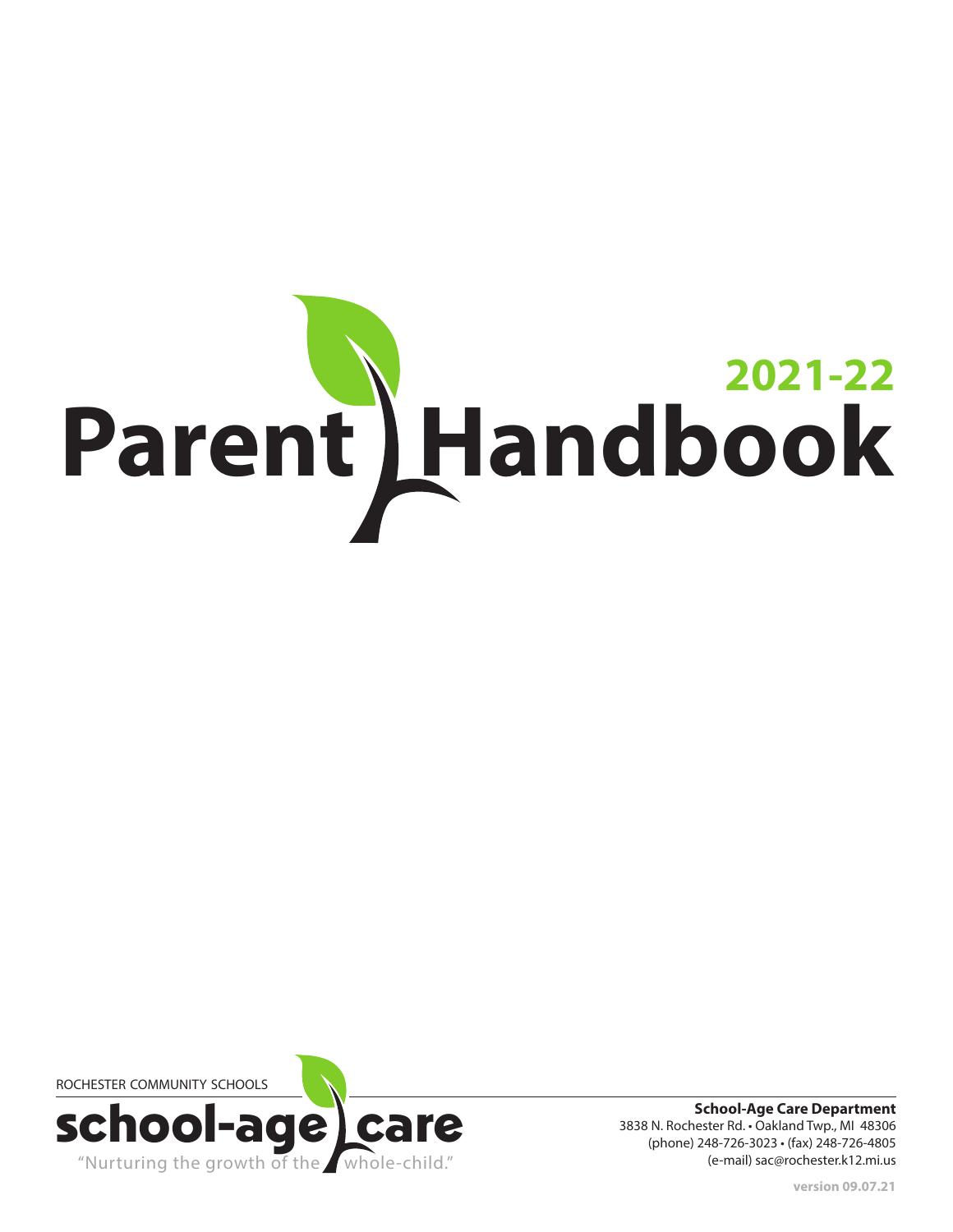# 2021-22 Parent Handbook

ROCHESTER COMMUNITY SCHOOLS

**school-age care**

"Nurturing the growth of the whole-child."

**School-Age Care Department**
3838 N. Rochester Rd. • Oakland Twp., MI 48306
(phone) 248-726-3023 • (fax) 248-726-4805
(e-mail) sac@rochester.k12.mi.us

**version 09.07.21**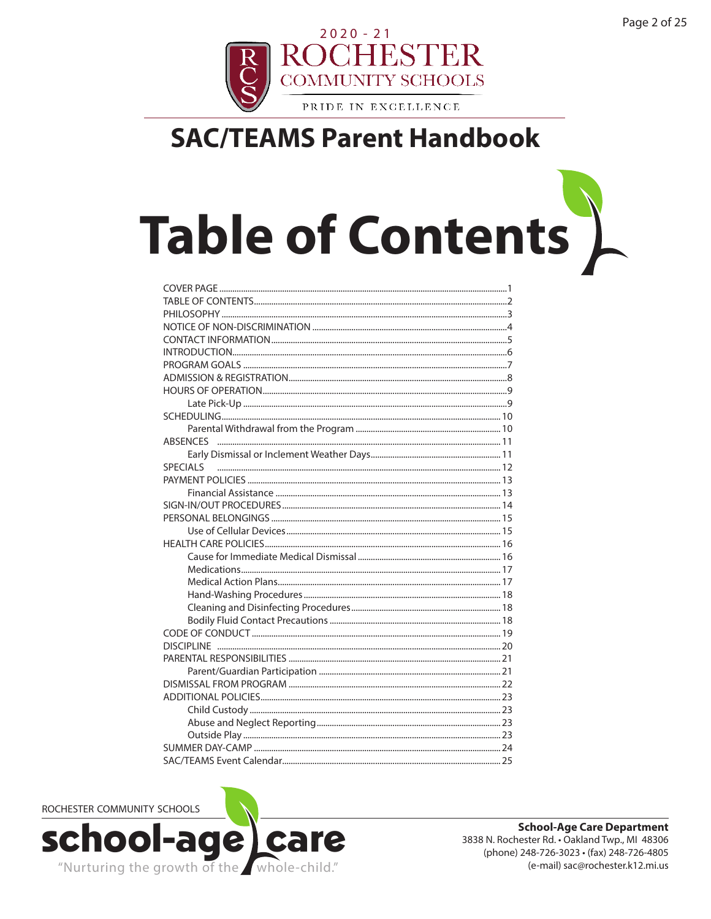2020 - 21
ROCHESTER
COMMUNITY SCHOOLS

PRIDE IN EXCELLENCE

# SAC/TEAMS Parent Handbook

# Table of Contents

| | |
|---|---|
| COVER PAGE | 1 |
| TABLE OF CONTENTS | 2 |
| PHILOSOPHY | 3 |
| NOTICE OF NON-DISCRIMINATION | 4 |
| CONTACT INFORMATION | 5 |
| INTRODUCTION | 6 |
| PROGRAM GOALS | 7 |
| ADMISSION & REGISTRATION | 8 |
| HOURS OF OPERATION | 9 |
| Late Pick-Up | 9 |
| SCHEDULING | 10 |
| Parental Withdrawal from the Program | 10 |
| ABSENCES | 11 |
| Early Dismissal or Inclement Weather Days | 11 |
| SPECIALS | 12 |
| PAYMENT POLICIES | 13 |
| Financial Assistance | 13 |
| SIGN-IN/OUT PROCEDURES | 14 |
| PERSONAL BELONGINGS | 15 |
| Use of Cellular Devices | 15 |
| HEALTH CARE POLICIES | 16 |
| Cause for Immediate Medical Dismissal | 16 |
| Medications | 17 |
| Medical Action Plans | 17 |
| Hand-Washing Procedures | 18 |
| Cleaning and Disinfecting Procedures | 18 |
| Bodily Fluid Contact Precautions | 18 |
| CODE OF CONDUCT | 19 |
| DISCIPLINE | 20 |
| PARENTAL RESPONSIBILITIES | 21 |
| Parent/Guardian Participation | 21 |
| DISMISSAL FROM PROGRAM | 22 |
| ADDITIONAL POLICIES | 23 |
| Child Custody | 23 |
| Abuse and Neglect Reporting | 23 |
| Outside Play | 23 |
| SUMMER DAY-CAMP | 24 |
| SAC/TEAMS Event Calendar | 25 |

ROCHESTER COMMUNITY SCHOOLS
**school-age care**
"Nurturing the growth of the whole-child."

**School-Age Care Department**
3838 N. Rochester Rd. • Oakland Twp., MI 48306
(phone) 248-726-3023 • (fax) 248-726-4805
(e-mail) sac@rochester.k12.mi.us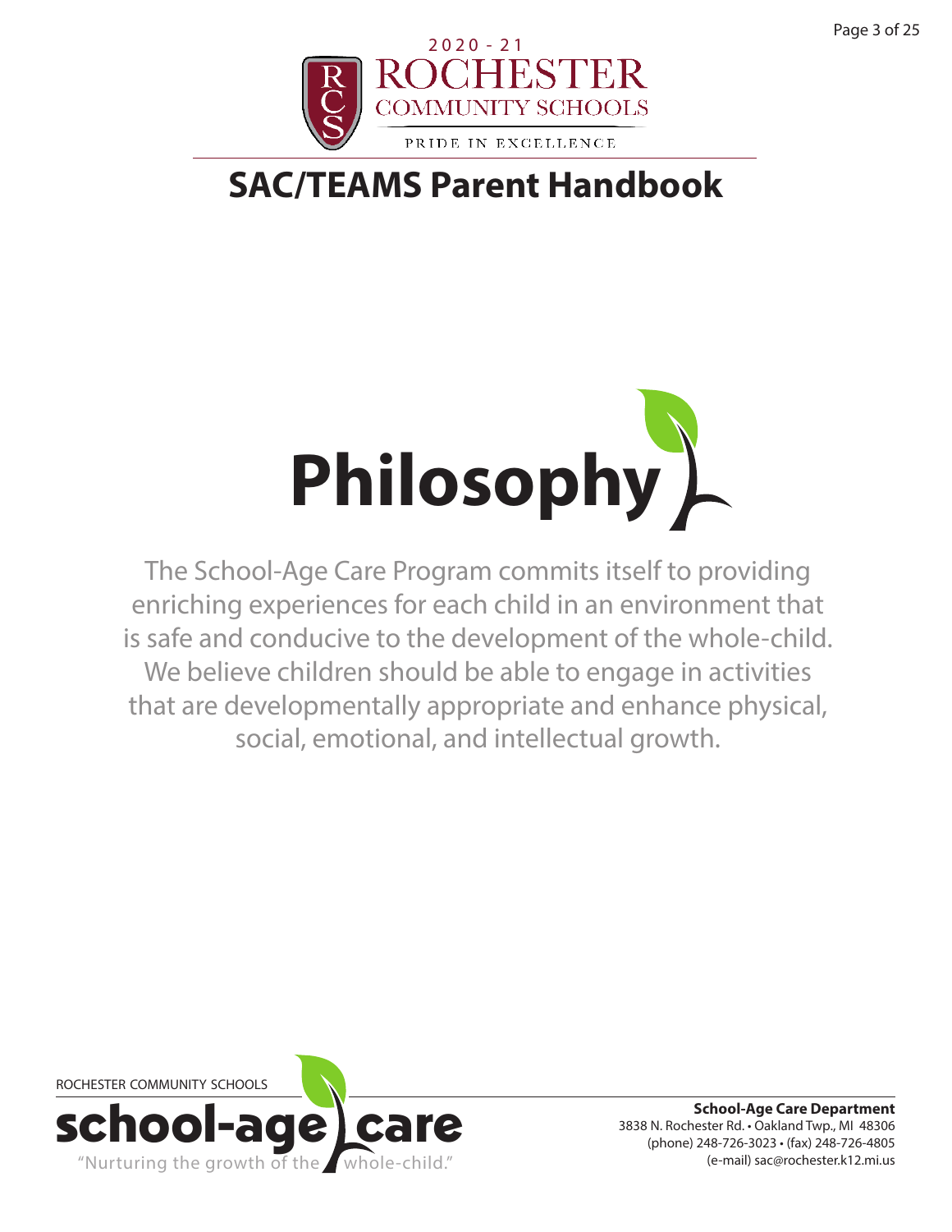2020 - 21
ROCHESTER
COMMUNITY SCHOOLS
PRIDE IN EXCELLENCE

# SAC/TEAMS Parent Handbook

## Philosophy

The School-Age Care Program commits itself to providing enriching experiences for each child in an environment that is safe and conducive to the development of the whole-child. We believe children should be able to engage in activities that are developmentally appropriate and enhance physical, social, emotional, and intellectual growth.

ROCHESTER COMMUNITY SCHOOLS
school-age care
"Nurturing the growth of the whole-child."

**School-Age Care Department**
3838 N. Rochester Rd. • Oakland Twp., MI 48306
(phone) 248-726-3023 • (fax) 248-726-4805
(e-mail) sac@rochester.k12.mi.us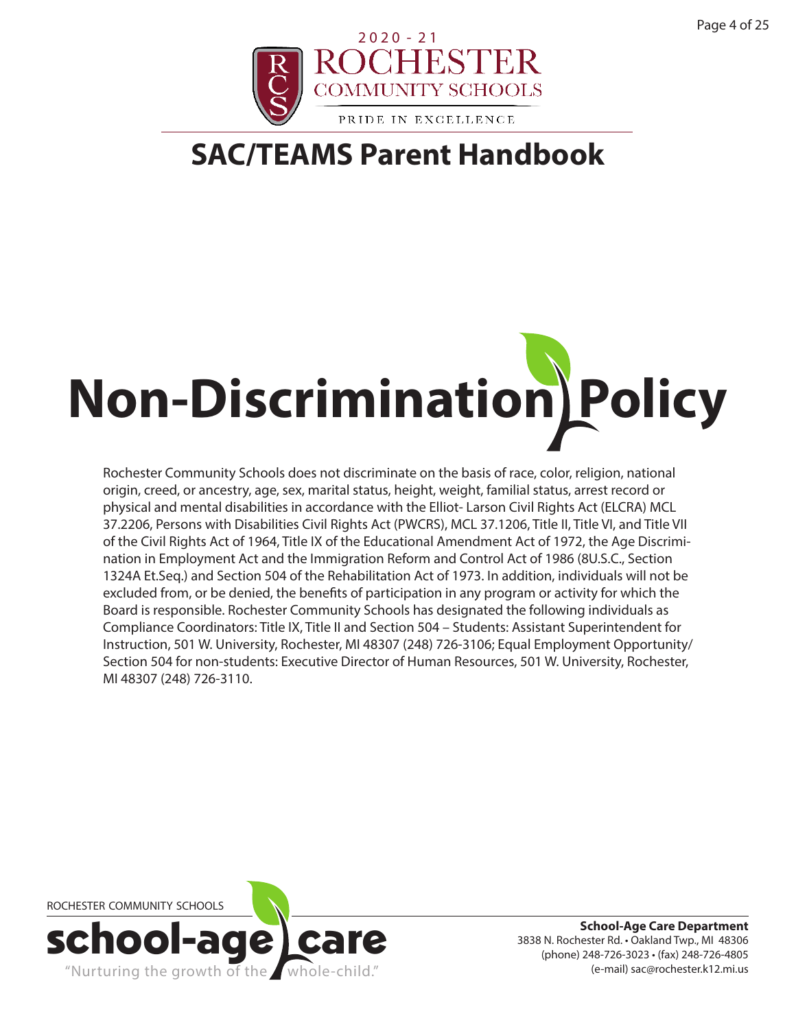# SAC/TEAMS Parent Handbook

## Non-Discrimination Policy

Rochester Community Schools does not discriminate on the basis of race, color, religion, national origin, creed, or ancestry, age, sex, marital status, height, weight, familial status, arrest record or physical and mental disabilities in accordance with the Elliot- Larson Civil Rights Act (ELCRA) MCL 37.2206, Persons with Disabilities Civil Rights Act (PWCRS), MCL 37.1206, Title II, Title VI, and Title VII of the Civil Rights Act of 1964, Title IX of the Educational Amendment Act of 1972, the Age Discrimination in Employment Act and the Immigration Reform and Control Act of 1986 (8U.S.C., Section 1324A Et.Seq.) and Section 504 of the Rehabilitation Act of 1973. In addition, individuals will not be excluded from, or be denied, the benefits of participation in any program or activity for which the Board is responsible. Rochester Community Schools has designated the following individuals as Compliance Coordinators: Title IX, Title II and Section 504 – Students: Assistant Superintendent for Instruction, 501 W. University, Rochester, MI 48307 (248) 726-3106; Equal Employment Opportunity/ Section 504 for non-students: Executive Director of Human Resources, 501 W. University, Rochester, MI 48307 (248) 726-3110.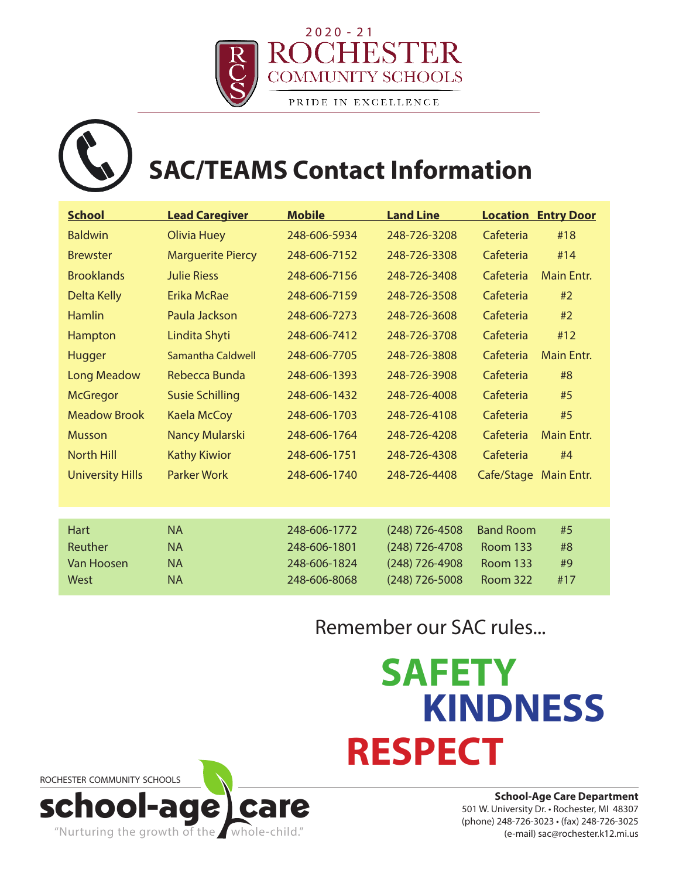2020 - 21
ROCHESTER
COMMUNITY SCHOOLS
PRIDE IN EXCELLENCE

# SAC/TEAMS Contact Information

| School | Lead Caregiver | Mobile | Land Line | Location | Entry Door |
|---|---|---|---|---|---|
| Baldwin | Olivia Huey | 248-606-5934 | 248-726-3208 | Cafeteria | #18 |
| Brewster | Marguerite Piercy | 248-606-7152 | 248-726-3308 | Cafeteria | #14 |
| Brooklands | Julie Riess | 248-606-7156 | 248-726-3408 | Cafeteria | Main Entr. |
| Delta Kelly | Erika McRae | 248-606-7159 | 248-726-3508 | Cafeteria | #2 |
| Hamlin | Paula Jackson | 248-606-7273 | 248-726-3608 | Cafeteria | #2 |
| Hampton | Lindita Shyti | 248-606-7412 | 248-726-3708 | Cafeteria | #12 |
| Hugger | Samantha Caldwell | 248-606-7705 | 248-726-3808 | Cafeteria | Main Entr. |
| Long Meadow | Rebecca Bunda | 248-606-1393 | 248-726-3908 | Cafeteria | #8 |
| McGregor | Susie Schilling | 248-606-1432 | 248-726-4008 | Cafeteria | #5 |
| Meadow Brook | Kaela McCoy | 248-606-1703 | 248-726-4108 | Cafeteria | #5 |
| Musson | Nancy Mularski | 248-606-1764 | 248-726-4208 | Cafeteria | Main Entr. |
| North Hill | Kathy Kiwior | 248-606-1751 | 248-726-4308 | Cafeteria | #4 |
| University Hills | Parker Work | 248-606-1740 | 248-726-4408 | Cafe/Stage | Main Entr. |
| Hart | NA | 248-606-1772 | (248) 726-4508 | Band Room | #5 |
| Reuther | NA | 248-606-1801 | (248) 726-4708 | Room 133 | #8 |
| Van Hoosen | NA | 248-606-1824 | (248) 726-4908 | Room 133 | #9 |
| West | NA | 248-606-8068 | (248) 726-5008 | Room 322 | #17 |

Remember our SAC rules...

**SAFETY**
**KINDNESS**
**RESPECT**

ROCHESTER COMMUNITY SCHOOLS
school-age care
"Nurturing the growth of the whole-child."

**School-Age Care Department**
501 W. University Dr. • Rochester, MI 48307
(phone) 248-726-3023 • (fax) 248-726-3025
(e-mail) sac@rochester.k12.mi.us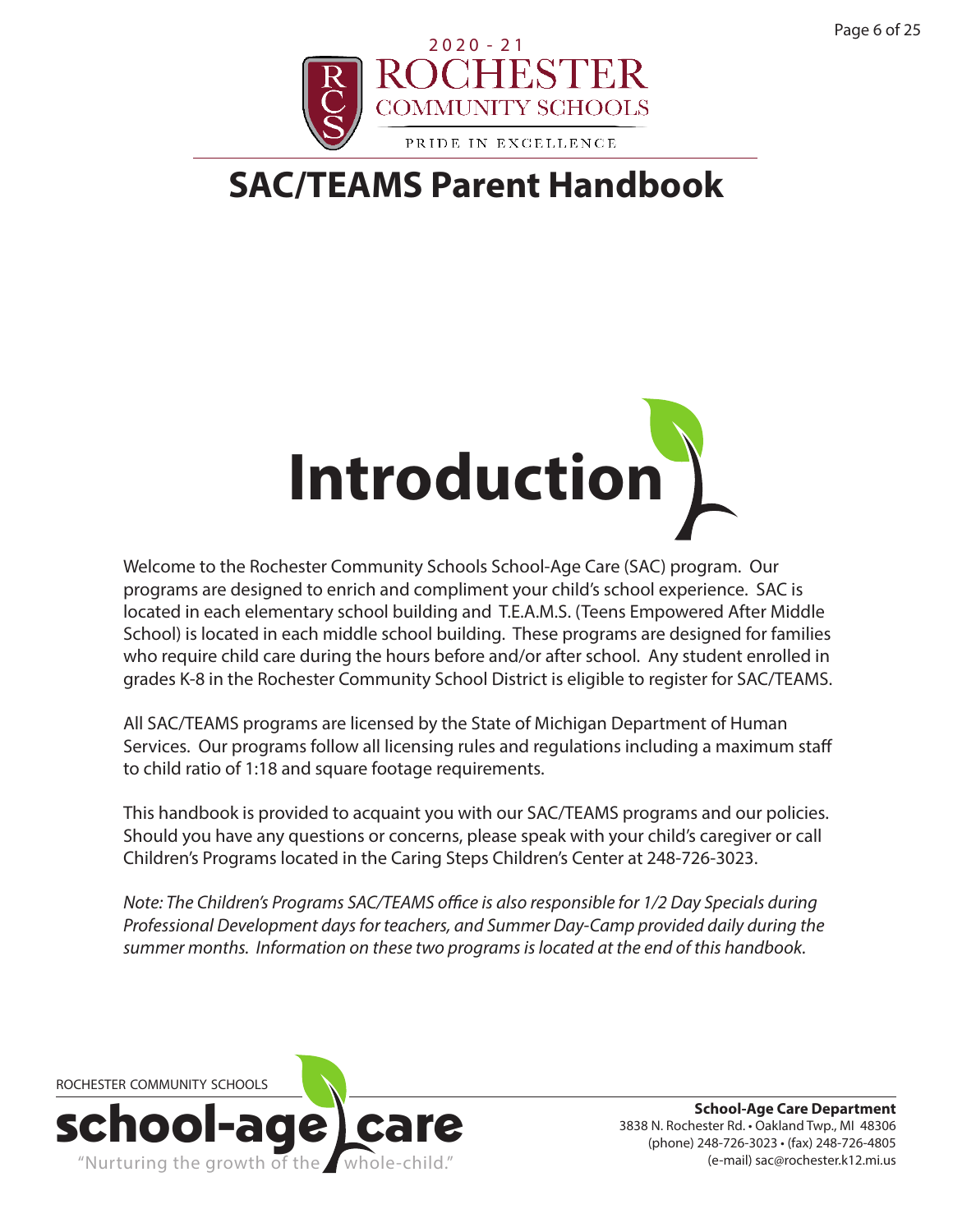# SAC/TEAMS Parent Handbook

## Introduction

Welcome to the Rochester Community Schools School-Age Care (SAC) program. Our programs are designed to enrich and compliment your child's school experience. SAC is located in each elementary school building and T.E.A.M.S. (Teens Empowered After Middle School) is located in each middle school building. These programs are designed for families who require child care during the hours before and/or after school. Any student enrolled in grades K-8 in the Rochester Community School District is eligible to register for SAC/TEAMS.

All SAC/TEAMS programs are licensed by the State of Michigan Department of Human Services. Our programs follow all licensing rules and regulations including a maximum staff to child ratio of 1:18 and square footage requirements.

This handbook is provided to acquaint you with our SAC/TEAMS programs and our policies. Should you have any questions or concerns, please speak with your child's caregiver or call Children's Programs located in the Caring Steps Children's Center at 248-726-3023.

*Note: The Children's Programs SAC/TEAMS office is also responsible for 1/2 Day Specials during Professional Development days for teachers, and Summer Day-Camp provided daily during the summer months. Information on these two programs is located at the end of this handbook.*

ROCHESTER COMMUNITY SCHOOLS school-age care "Nurturing the growth of the whole-child."

**School-Age Care Department**
3838 N. Rochester Rd. • Oakland Twp., MI 48306
(phone) 248-726-3023 • (fax) 248-726-4805
(e-mail) sac@rochester.k12.mi.us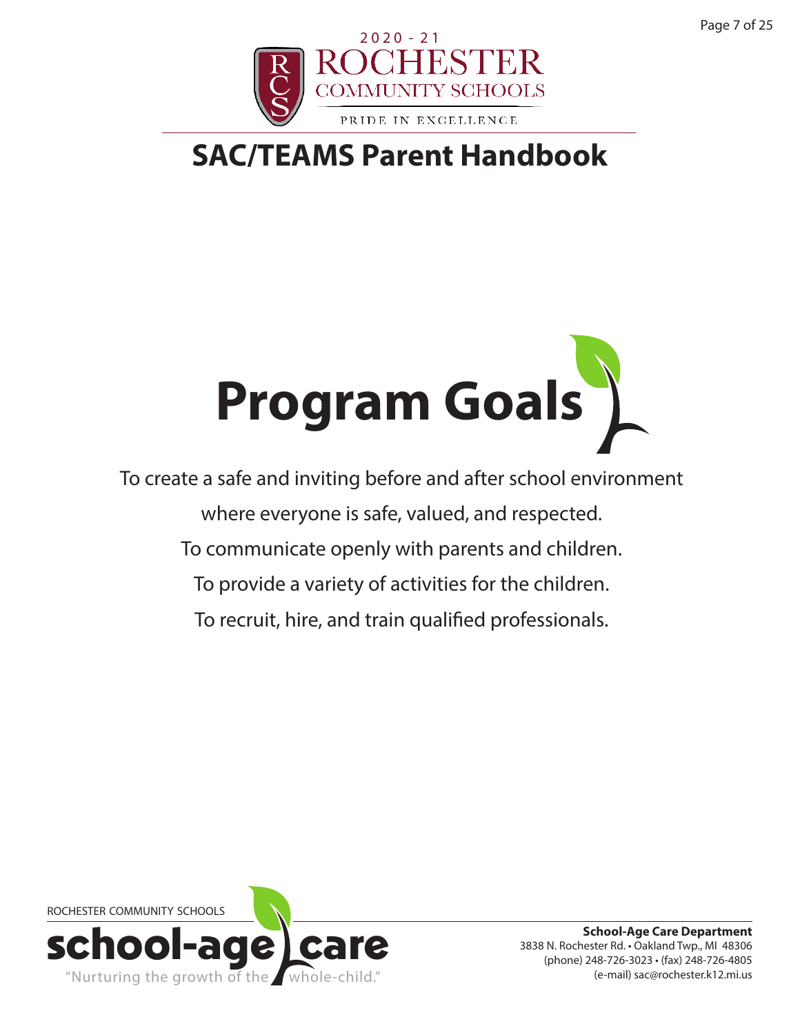# SAC/TEAMS Parent Handbook

## Program Goals

To create a safe and inviting before and after school environment where everyone is safe, valued, and respected.

To communicate openly with parents and children.

To provide a variety of activities for the children.

To recruit, hire, and train qualified professionals.

ROCHESTER COMMUNITY SCHOOLS
**school-age care**
"Nurturing the growth of the whole-child."

**School-Age Care Department**
3838 N. Rochester Rd. • Oakland Twp., MI 48306
(phone) 248-726-3023 • (fax) 248-726-4805
(e-mail) sac@rochester.k12.mi.us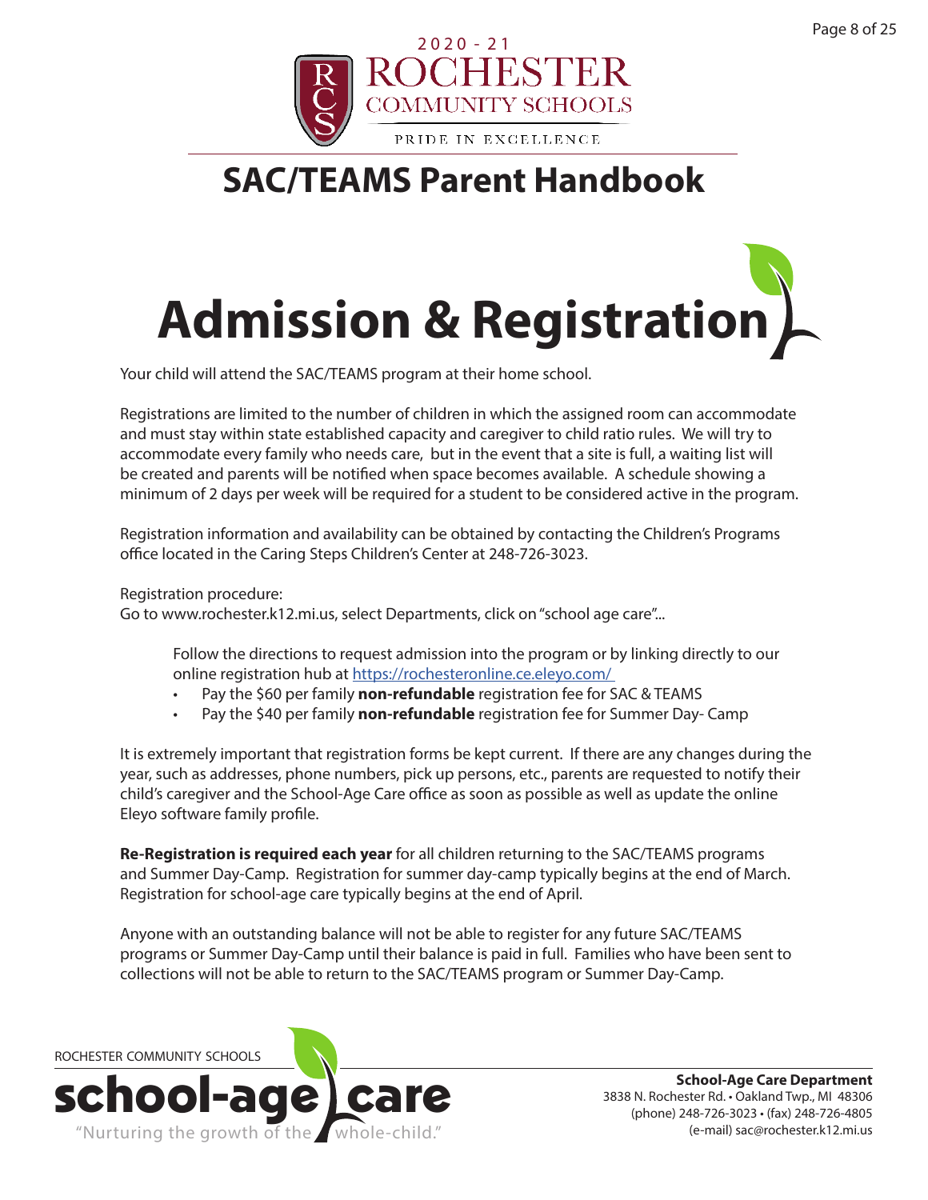# SAC/TEAMS Parent Handbook

## Admission & Registration

Your child will attend the SAC/TEAMS program at their home school.

Registrations are limited to the number of children in which the assigned room can accommodate and must stay within state established capacity and caregiver to child ratio rules. We will try to accommodate every family who needs care, but in the event that a site is full, a waiting list will be created and parents will be notified when space becomes available. A schedule showing a minimum of 2 days per week will be required for a student to be considered active in the program.

Registration information and availability can be obtained by contacting the Children's Programs office located in the Caring Steps Children's Center at 248-726-3023.

Registration procedure:
Go to www.rochester.k12.mi.us, select Departments, click on "school age care"...

Follow the directions to request admission into the program or by linking directly to our online registration hub at https://rochesteronline.ce.eleyo.com/

- Pay the $60 per family **non-refundable** registration fee for SAC & TEAMS
- Pay the $40 per family **non-refundable** registration fee for Summer Day- Camp

It is extremely important that registration forms be kept current. If there are any changes during the year, such as addresses, phone numbers, pick up persons, etc., parents are requested to notify their child's caregiver and the School-Age Care office as soon as possible as well as update the online Eleyo software family profile.

**Re-Registration is required each year** for all children returning to the SAC/TEAMS programs and Summer Day-Camp. Registration for summer day-camp typically begins at the end of March. Registration for school-age care typically begins at the end of April.

Anyone with an outstanding balance will not be able to register for any future SAC/TEAMS programs or Summer Day-Camp until their balance is paid in full. Families who have been sent to collections will not be able to return to the SAC/TEAMS program or Summer Day-Camp.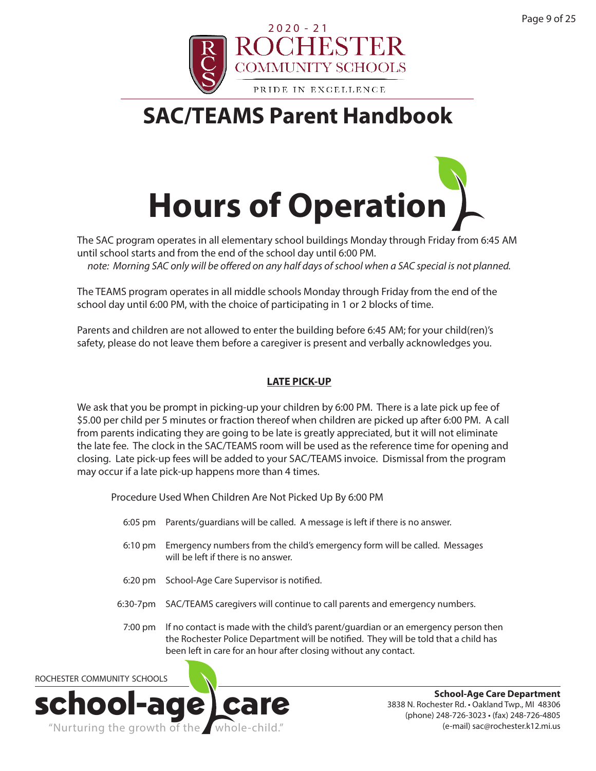2020 - 21
ROCHESTER
COMMUNITY SCHOOLS
PRIDE IN EXCELLENCE

# SAC/TEAMS Parent Handbook

# Hours of Operation

The SAC program operates in all elementary school buildings Monday through Friday from 6:45 AM until school starts and from the end of the school day until 6:00 PM.
*note: Morning SAC only will be offered on any half days of school when a SAC special is not planned.*

The TEAMS program operates in all middle schools Monday through Friday from the end of the school day until 6:00 PM, with the choice of participating in 1 or 2 blocks of time.

Parents and children are not allowed to enter the building before 6:45 AM; for your child(ren)'s safety, please do not leave them before a caregiver is present and verbally acknowledges you.

## LATE PICK-UP

We ask that you be prompt in picking-up your children by 6:00 PM. There is a late pick up fee of $5.00 per child per 5 minutes or fraction thereof when children are picked up after 6:00 PM. A call from parents indicating they are going to be late is greatly appreciated, but it will not eliminate the late fee. The clock in the SAC/TEAMS room will be used as the reference time for opening and closing. Late pick-up fees will be added to your SAC/TEAMS invoice. Dismissal from the program may occur if a late pick-up happens more than 4 times.

Procedure Used When Children Are Not Picked Up By 6:00 PM

- 6:05 pm — Parents/guardians will be called. A message is left if there is no answer.
- 6:10 pm — Emergency numbers from the child's emergency form will be called. Messages will be left if there is no answer.
- 6:20 pm — School-Age Care Supervisor is notified.
- 6:30-7pm — SAC/TEAMS caregivers will continue to call parents and emergency numbers.
- 7:00 pm — If no contact is made with the child's parent/guardian or an emergency person then the Rochester Police Department will be notified. They will be told that a child has been left in care for an hour after closing without any contact.

ROCHESTER COMMUNITY SCHOOLS
school-age care
"Nurturing the growth of the whole-child."

**School-Age Care Department**
3838 N. Rochester Rd. • Oakland Twp., MI 48306
(phone) 248-726-3023 • (fax) 248-726-4805
(e-mail) sac@rochester.k12.mi.us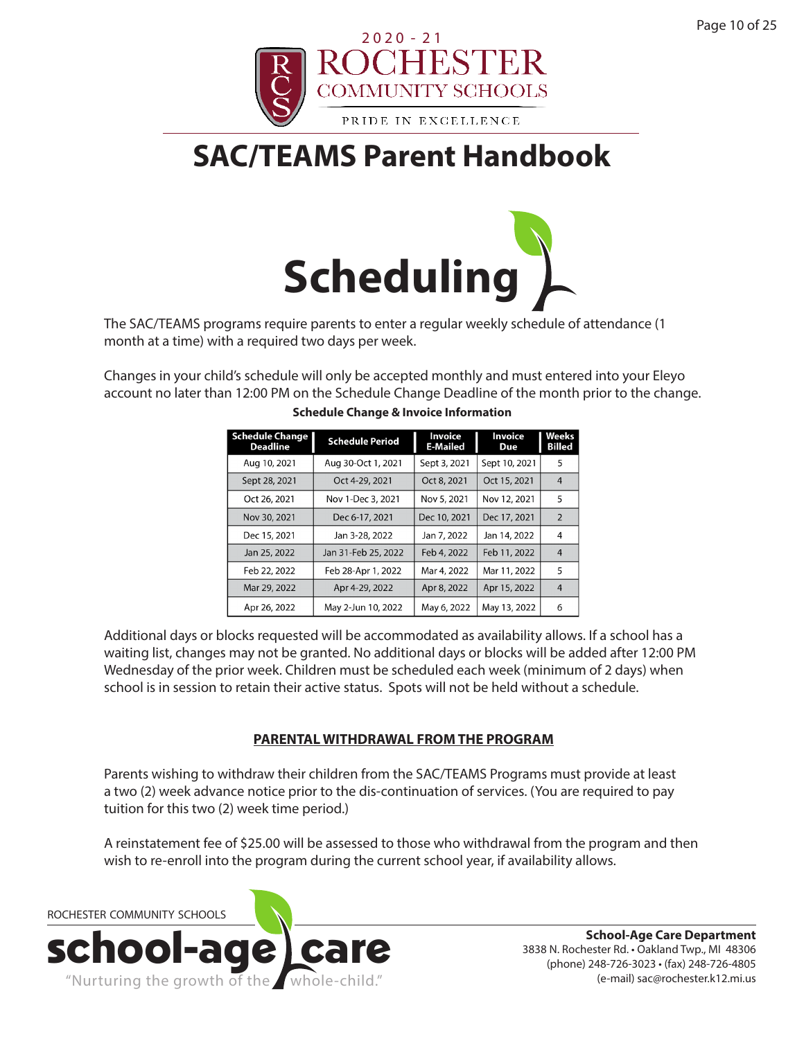2020 - 21 ROCHESTER COMMUNITY SCHOOLS

PRIDE IN EXCELLENCE

# SAC/TEAMS Parent Handbook

## Scheduling

The SAC/TEAMS programs require parents to enter a regular weekly schedule of attendance (1 month at a time) with a required two days per week.

Changes in your child's schedule will only be accepted monthly and must entered into your Eleyo account no later than 12:00 PM on the Schedule Change Deadline of the month prior to the change.

**Schedule Change & Invoice Information**

| Schedule Change Deadline | Schedule Period | Invoice E-Mailed | Invoice Due | Weeks Billed |
|---|---|---|---|---|
| Aug 10, 2021 | Aug 30-Oct 1, 2021 | Sept 3, 2021 | Sept 10, 2021 | 5 |
| Sept 28, 2021 | Oct 4-29, 2021 | Oct 8, 2021 | Oct 15, 2021 | 4 |
| Oct 26, 2021 | Nov 1-Dec 3, 2021 | Nov 5, 2021 | Nov 12, 2021 | 5 |
| Nov 30, 2021 | Dec 6-17, 2021 | Dec 10, 2021 | Dec 17, 2021 | 2 |
| Dec 15, 2021 | Jan 3-28, 2022 | Jan 7, 2022 | Jan 14, 2022 | 4 |
| Jan 25, 2022 | Jan 31-Feb 25, 2022 | Feb 4, 2022 | Feb 11, 2022 | 4 |
| Feb 22, 2022 | Feb 28-Apr 1, 2022 | Mar 4, 2022 | Mar 11, 2022 | 5 |
| Mar 29, 2022 | Apr 4-29, 2022 | Apr 8, 2022 | Apr 15, 2022 | 4 |
| Apr 26, 2022 | May 2-Jun 10, 2022 | May 6, 2022 | May 13, 2022 | 6 |

Additional days or blocks requested will be accommodated as availability allows. If a school has a waiting list, changes may not be granted. No additional days or blocks will be added after 12:00 PM Wednesday of the prior week. Children must be scheduled each week (minimum of 2 days) when school is in session to retain their active status. Spots will not be held without a schedule.

### PARENTAL WITHDRAWAL FROM THE PROGRAM

Parents wishing to withdraw their children from the SAC/TEAMS Programs must provide at least a two (2) week advance notice prior to the dis-continuation of services. (You are required to pay tuition for this two (2) week time period.)

A reinstatement fee of $25.00 will be assessed to those who withdrawal from the program and then wish to re-enroll into the program during the current school year, if availability allows.

ROCHESTER COMMUNITY SCHOOLS school-age care "Nurturing the growth of the whole-child."

**School-Age Care Department**
3838 N. Rochester Rd. • Oakland Twp., MI 48306
(phone) 248-726-3023 • (fax) 248-726-4805
(e-mail) sac@rochester.k12.mi.us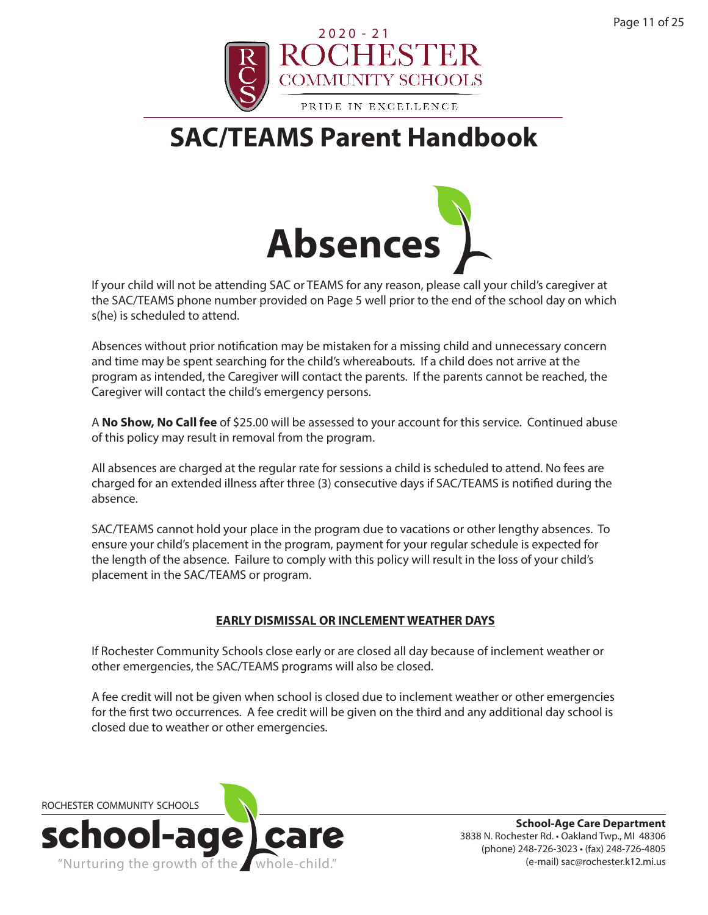# Absences

If your child will not be attending SAC or TEAMS for any reason, please call your child's caregiver at the SAC/TEAMS phone number provided on Page 5 well prior to the end of the school day on which s(he) is scheduled to attend.

Absences without prior notification may be mistaken for a missing child and unnecessary concern and time may be spent searching for the child's whereabouts. If a child does not arrive at the program as intended, the Caregiver will contact the parents. If the parents cannot be reached, the Caregiver will contact the child's emergency persons.

A **No Show, No Call fee** of $25.00 will be assessed to your account for this service. Continued abuse of this policy may result in removal from the program.

All absences are charged at the regular rate for sessions a child is scheduled to attend. No fees are charged for an extended illness after three (3) consecutive days if SAC/TEAMS is notified during the absence.

SAC/TEAMS cannot hold your place in the program due to vacations or other lengthy absences. To ensure your child's placement in the program, payment for your regular schedule is expected for the length of the absence. Failure to comply with this policy will result in the loss of your child's placement in the SAC/TEAMS or program.

## EARLY DISMISSAL OR INCLEMENT WEATHER DAYS

If Rochester Community Schools close early or are closed all day because of inclement weather or other emergencies, the SAC/TEAMS programs will also be closed.

A fee credit will not be given when school is closed due to inclement weather or other emergencies for the first two occurrences. A fee credit will be given on the third and any additional day school is closed due to weather or other emergencies.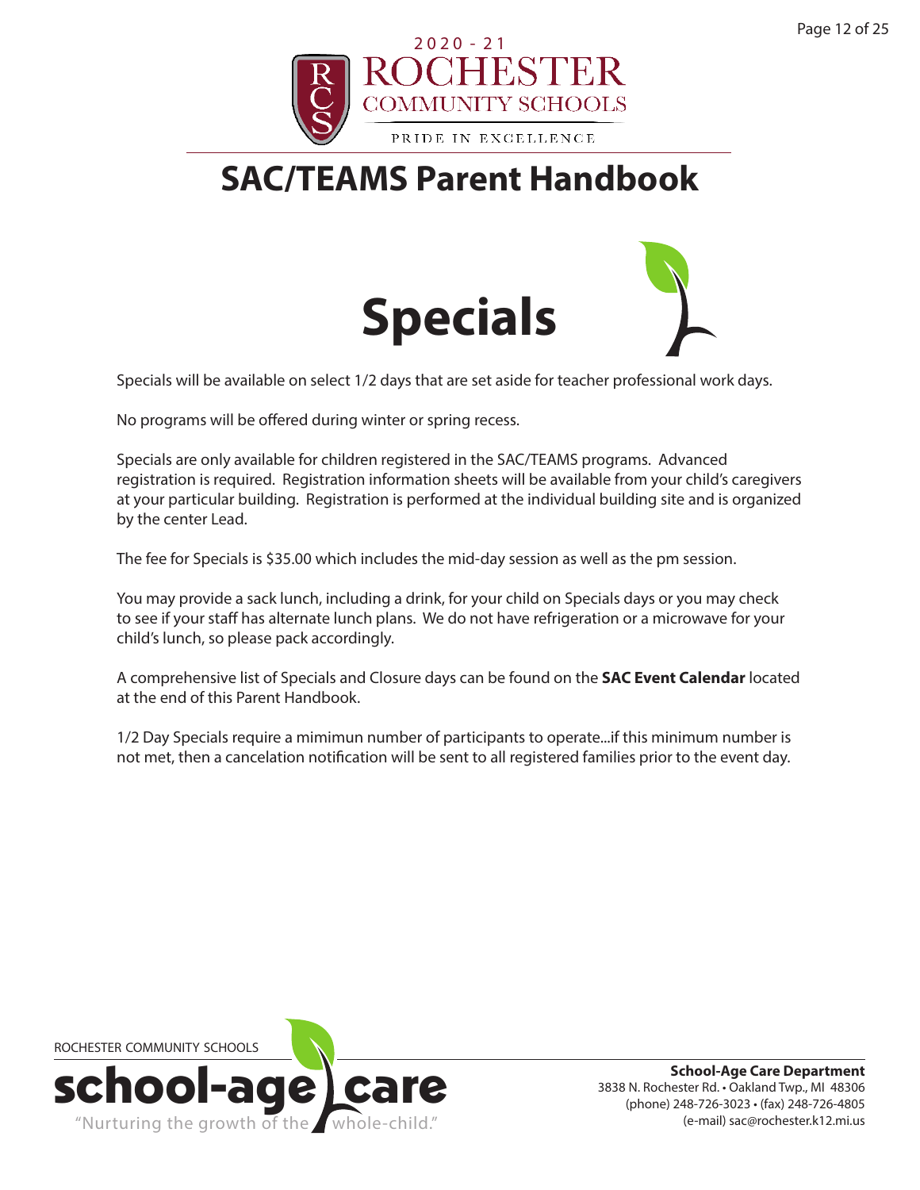# SAC/TEAMS Parent Handbook

## Specials

Specials will be available on select 1/2 days that are set aside for teacher professional work days.

No programs will be offered during winter or spring recess.

Specials are only available for children registered in the SAC/TEAMS programs. Advanced registration is required. Registration information sheets will be available from your child's caregivers at your particular building. Registration is performed at the individual building site and is organized by the center Lead.

The fee for Specials is $35.00 which includes the mid-day session as well as the pm session.

You may provide a sack lunch, including a drink, for your child on Specials days or you may check to see if your staff has alternate lunch plans. We do not have refrigeration or a microwave for your child's lunch, so please pack accordingly.

A comprehensive list of Specials and Closure days can be found on the **SAC Event Calendar** located at the end of this Parent Handbook.

1/2 Day Specials require a mimimun number of participants to operate...if this minimum number is not met, then a cancelation notification will be sent to all registered families prior to the event day.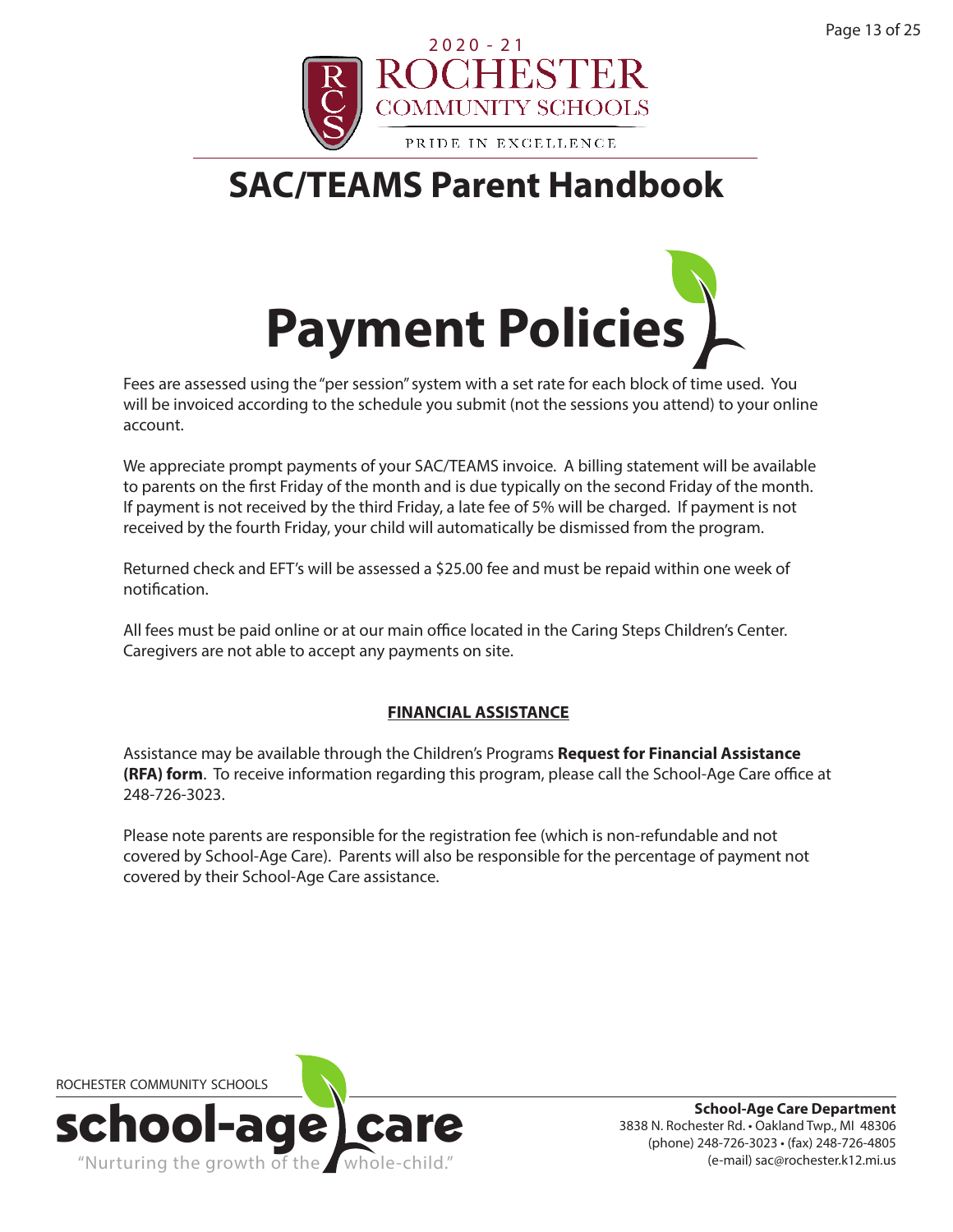# SAC/TEAMS Parent Handbook

## Payment Policies

Fees are assessed using the "per session" system with a set rate for each block of time used. You will be invoiced according to the schedule you submit (not the sessions you attend) to your online account.

We appreciate prompt payments of your SAC/TEAMS invoice. A billing statement will be available to parents on the first Friday of the month and is due typically on the second Friday of the month. If payment is not received by the third Friday, a late fee of 5% will be charged. If payment is not received by the fourth Friday, your child will automatically be dismissed from the program.

Returned check and EFT's will be assessed a $25.00 fee and must be repaid within one week of notification.

All fees must be paid online or at our main office located in the Caring Steps Children's Center. Caregivers are not able to accept any payments on site.

### FINANCIAL ASSISTANCE

Assistance may be available through the Children's Programs **Request for Financial Assistance (RFA) form**. To receive information regarding this program, please call the School-Age Care office at 248-726-3023.

Please note parents are responsible for the registration fee (which is non-refundable and not covered by School-Age Care). Parents will also be responsible for the percentage of payment not covered by their School-Age Care assistance.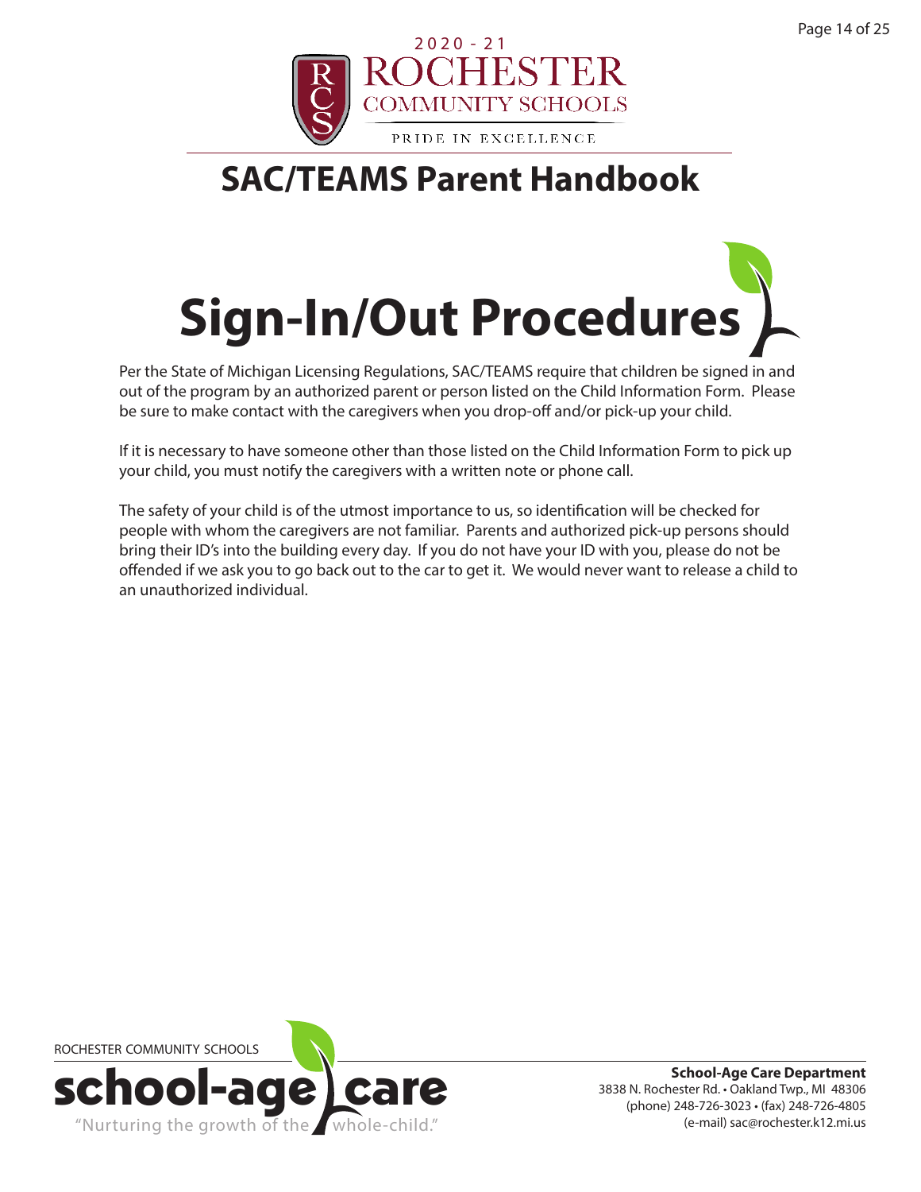# SAC/TEAMS Parent Handbook

## Sign-In/Out Procedures

Per the State of Michigan Licensing Regulations, SAC/TEAMS require that children be signed in and out of the program by an authorized parent or person listed on the Child Information Form. Please be sure to make contact with the caregivers when you drop-off and/or pick-up your child.

If it is necessary to have someone other than those listed on the Child Information Form to pick up your child, you must notify the caregivers with a written note or phone call.

The safety of your child is of the utmost importance to us, so identification will be checked for people with whom the caregivers are not familiar. Parents and authorized pick-up persons should bring their ID's into the building every day. If you do not have your ID with you, please do not be offended if we ask you to go back out to the car to get it. We would never want to release a child to an unauthorized individual.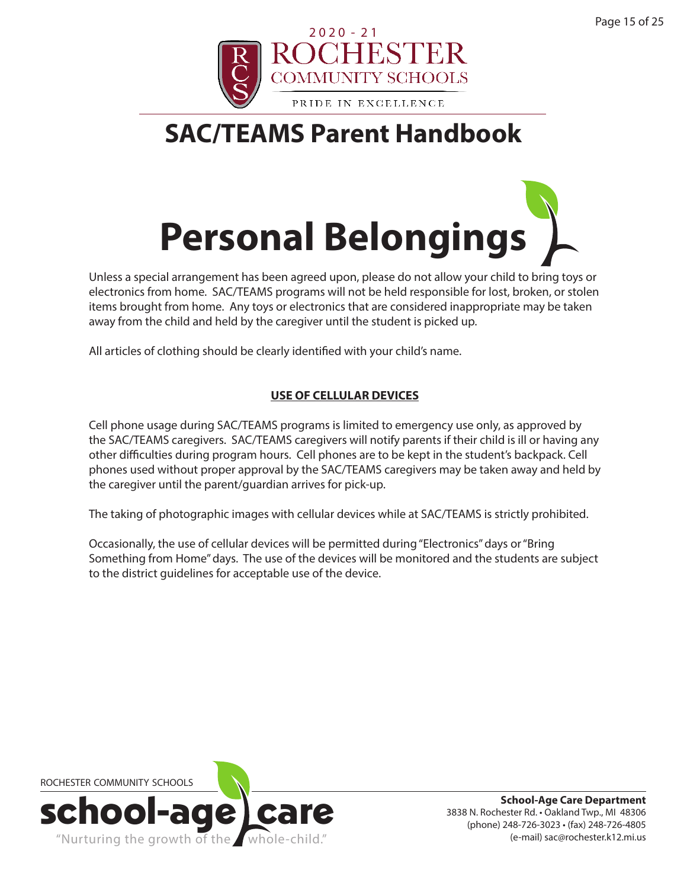# Personal Belongings

Unless a special arrangement has been agreed upon, please do not allow your child to bring toys or electronics from home. SAC/TEAMS programs will not be held responsible for lost, broken, or stolen items brought from home. Any toys or electronics that are considered inappropriate may be taken away from the child and held by the caregiver until the student is picked up.

All articles of clothing should be clearly identified with your child's name.

## USE OF CELLULAR DEVICES

Cell phone usage during SAC/TEAMS programs is limited to emergency use only, as approved by the SAC/TEAMS caregivers. SAC/TEAMS caregivers will notify parents if their child is ill or having any other difficulties during program hours. Cell phones are to be kept in the student's backpack. Cell phones used without proper approval by the SAC/TEAMS caregivers may be taken away and held by the caregiver until the parent/guardian arrives for pick-up.

The taking of photographic images with cellular devices while at SAC/TEAMS is strictly prohibited.

Occasionally, the use of cellular devices will be permitted during "Electronics" days or "Bring Something from Home" days. The use of the devices will be monitored and the students are subject to the district guidelines for acceptable use of the device.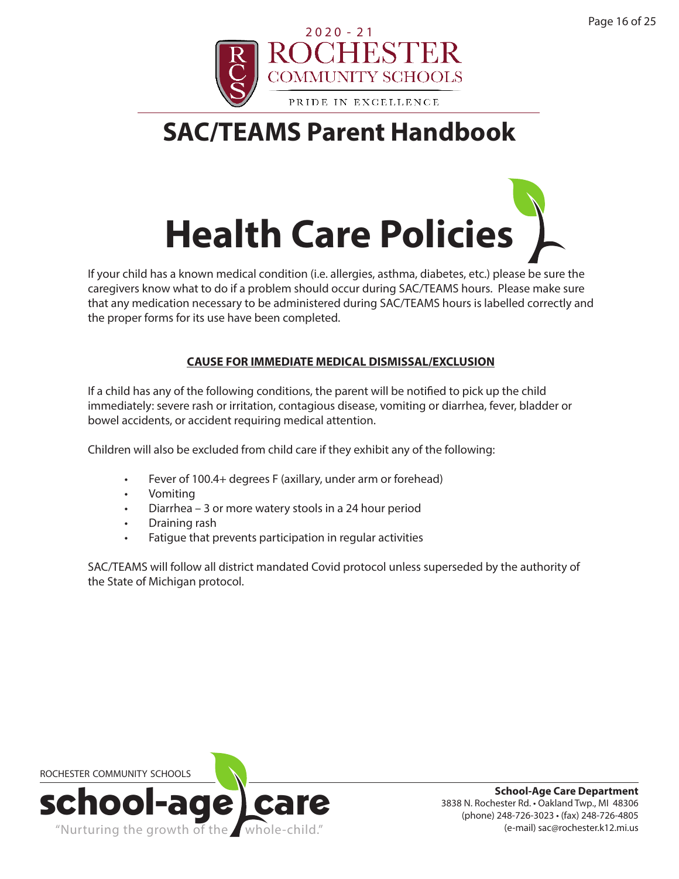# Health Care Policies

If your child has a known medical condition (i.e. allergies, asthma, diabetes, etc.) please be sure the caregivers know what to do if a problem should occur during SAC/TEAMS hours. Please make sure that any medication necessary to be administered during SAC/TEAMS hours is labelled correctly and the proper forms for its use have been completed.

## CAUSE FOR IMMEDIATE MEDICAL DISMISSAL/EXCLUSION

If a child has any of the following conditions, the parent will be notified to pick up the child immediately: severe rash or irritation, contagious disease, vomiting or diarrhea, fever, bladder or bowel accidents, or accident requiring medical attention.

Children will also be excluded from child care if they exhibit any of the following:

- Fever of 100.4+ degrees F (axillary, under arm or forehead)
- Vomiting
- Diarrhea – 3 or more watery stools in a 24 hour period
- Draining rash
- Fatigue that prevents participation in regular activities

SAC/TEAMS will follow all district mandated Covid protocol unless superseded by the authority of the State of Michigan protocol.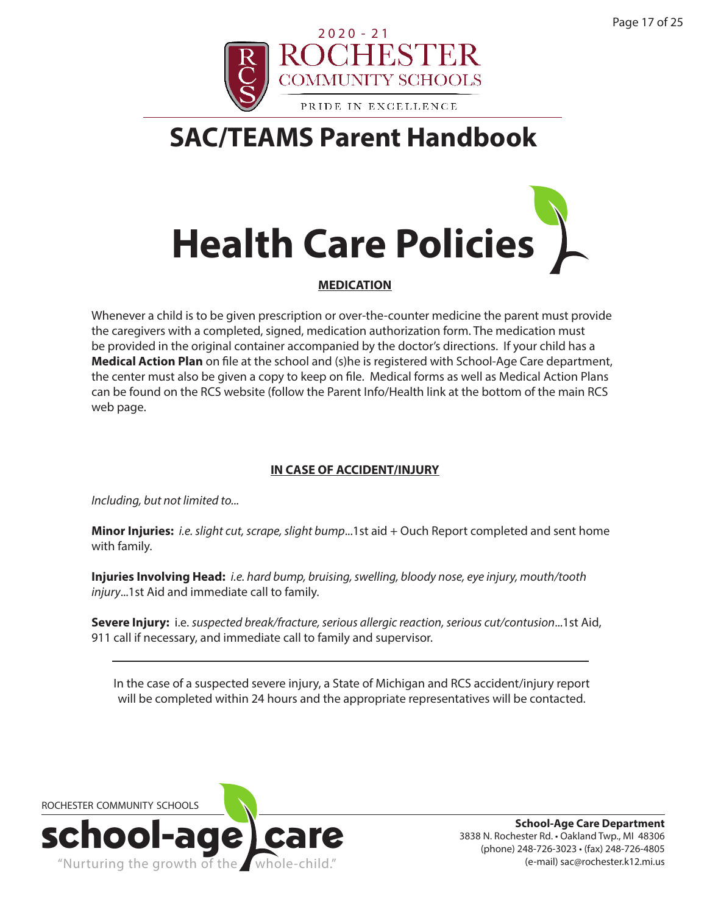# SAC/TEAMS Parent Handbook

# Health Care Policies

### MEDICATION

Whenever a child is to be given prescription or over-the-counter medicine the parent must provide the caregivers with a completed, signed, medication authorization form. The medication must be provided in the original container accompanied by the doctor's directions. If your child has a **Medical Action Plan** on file at the school and (s)he is registered with School-Age Care department, the center must also be given a copy to keep on file. Medical forms as well as Medical Action Plans can be found on the RCS website (follow the Parent Info/Health link at the bottom of the main RCS web page.

### IN CASE OF ACCIDENT/INJURY

*Including, but not limited to...*

**Minor Injuries:** *i.e. slight cut, scrape, slight bump*...1st aid + Ouch Report completed and sent home with family.

**Injuries Involving Head:** *i.e. hard bump, bruising, swelling, bloody nose, eye injury, mouth/tooth injury*...1st Aid and immediate call to family.

**Severe Injury:** i.e. *suspected break/fracture, serious allergic reaction, serious cut/contusion*...1st Aid, 911 call if necessary, and immediate call to family and supervisor.

---

In the case of a suspected severe injury, a State of Michigan and RCS accident/injury report will be completed within 24 hours and the appropriate representatives will be contacted.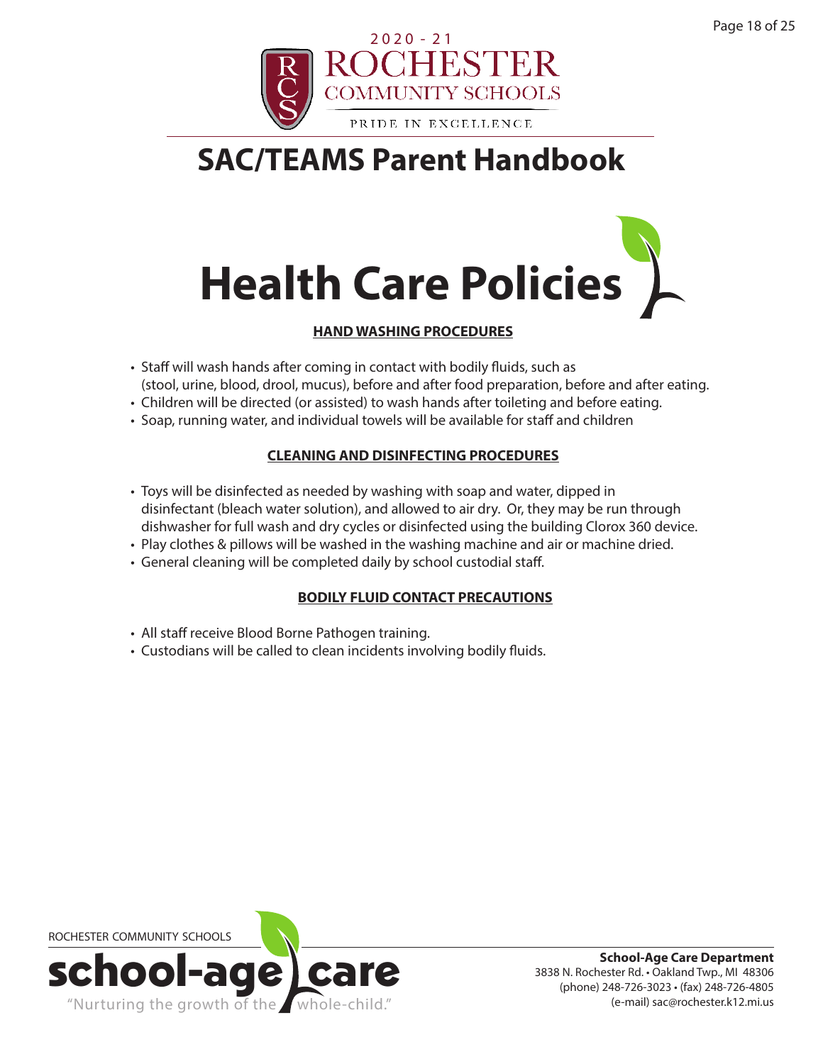# Health Care Policies

### HAND WASHING PROCEDURES

- Staff will wash hands after coming in contact with bodily fluids, such as (stool, urine, blood, drool, mucus), before and after food preparation, before and after eating.
- Children will be directed (or assisted) to wash hands after toileting and before eating.
- Soap, running water, and individual towels will be available for staff and children

### CLEANING AND DISINFECTING PROCEDURES

- Toys will be disinfected as needed by washing with soap and water, dipped in disinfectant (bleach water solution), and allowed to air dry. Or, they may be run through dishwasher for full wash and dry cycles or disinfected using the building Clorox 360 device.
- Play clothes & pillows will be washed in the washing machine and air or machine dried.
- General cleaning will be completed daily by school custodial staff.

### BODILY FLUID CONTACT PRECAUTIONS

- All staff receive Blood Borne Pathogen training.
- Custodians will be called to clean incidents involving bodily fluids.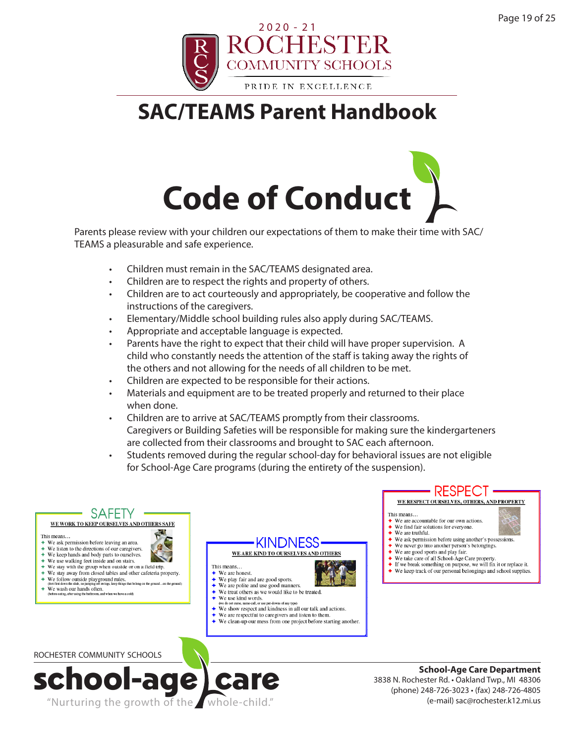2020 - 21
ROCHESTER
COMMUNITY SCHOOLS
PRIDE IN EXCELLENCE

# SAC/TEAMS Parent Handbook

## Code of Conduct

Parents please review with your children our expectations of them to make their time with SAC/TEAMS a pleasurable and safe experience.

- Children must remain in the SAC/TEAMS designated area.
- Children are to respect the rights and property of others.
- Children are to act courteously and appropriately, be cooperative and follow the instructions of the caregivers.
- Elementary/Middle school building rules also apply during SAC/TEAMS.
- Appropriate and acceptable language is expected.
- Parents have the right to expect that their child will have proper supervision. A child who constantly needs the attention of the staff is taking away the rights of the others and not allowing for the needs of all children to be met.
- Children are expected to be responsible for their actions.
- Materials and equipment are to be treated properly and returned to their place when done.
- Children are to arrive at SAC/TEAMS promptly from their classrooms. Caregivers or Building Safeties will be responsible for making sure the kindergarteners are collected from their classrooms and brought to SAC each afternoon.
- Students removed during the regular school-day for behavioral issues are not eligible for School-Age Care programs (during the entirety of the suspension).

### SAFETY

**WE WORK TO KEEP OURSELVES AND OTHERS SAFE**

This means…

- We ask permission before leaving an area.
- We listen to the directions of our caregivers.
- We keep hands and body parts to ourselves.
- We use walking feet inside and on stairs.
- We stay with the group when outside or on a field trip.
- We stay away from closed tables and other cafeteria property.
- We follow outside playground rules. (feet first down the slide, no jumping off swings, keep things that belong on the ground…on the ground)
- We wash our hands often. (before eating, after using the bathroom, and when we have a cold)

### KINDNESS

**WE ARE KIND TO OURSELVES AND OTHERS**

This means…

- We are honest.
- We play fair and are good sports.
- We are polite and use good manners.
- We treat others as we would like to be treated.
- We use kind words. (we do not curse, name-call, or use put-downs of any type)
- We show respect and kindness in all our talk and actions.
- We are respectful to caregivers and listen to them.
- We clean-up our mess from one project before starting another.

### RESPECT

**WE RESPECT OURSELVES, OTHERS, AND PROPERTY**

This means…

- We are accountable for our own actions.
- We find fair solutions for everyone.
- We are truthful.
- We ask permission before using another's possessions.
- We never go into another person's belongings.
- We are good sports and play fair.
- We take care of all School-Age Care property.
- If we break something on purpose, we will fix it or replace it.
- We keep track of our personal belongings and school supplies.

ROCHESTER COMMUNITY SCHOOLS
school-age care
"Nurturing the growth of the whole-child."

**School-Age Care Department**
3838 N. Rochester Rd. • Oakland Twp., MI 48306
(phone) 248-726-3023 • (fax) 248-726-4805
(e-mail) sac@rochester.k12.mi.us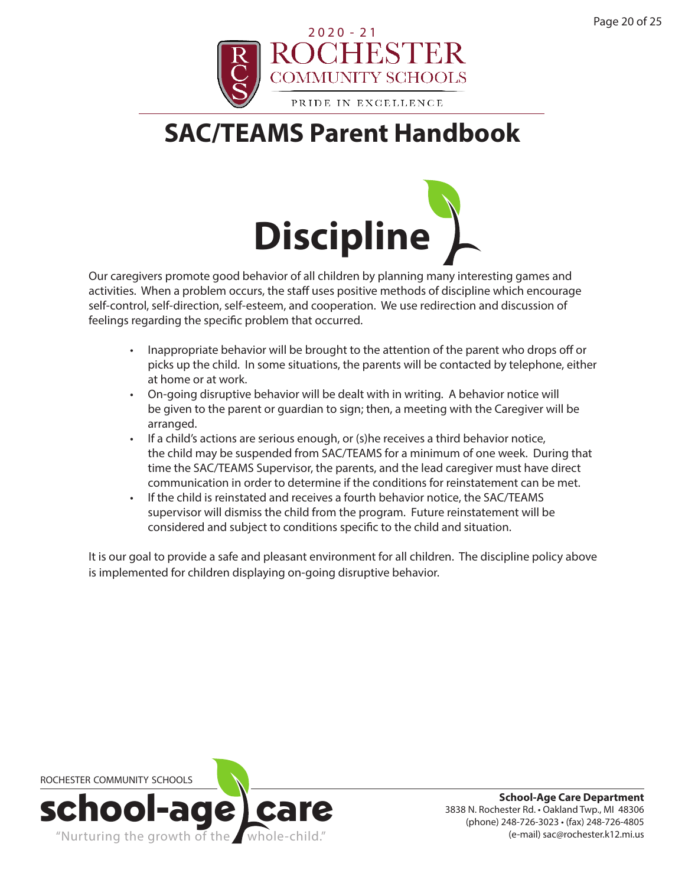# SAC/TEAMS Parent Handbook

## Discipline

Our caregivers promote good behavior of all children by planning many interesting games and activities. When a problem occurs, the staff uses positive methods of discipline which encourage self-control, self-direction, self-esteem, and cooperation. We use redirection and discussion of feelings regarding the specific problem that occurred.

- Inappropriate behavior will be brought to the attention of the parent who drops off or picks up the child. In some situations, the parents will be contacted by telephone, either at home or at work.
- On-going disruptive behavior will be dealt with in writing. A behavior notice will be given to the parent or guardian to sign; then, a meeting with the Caregiver will be arranged.
- If a child's actions are serious enough, or (s)he receives a third behavior notice, the child may be suspended from SAC/TEAMS for a minimum of one week. During that time the SAC/TEAMS Supervisor, the parents, and the lead caregiver must have direct communication in order to determine if the conditions for reinstatement can be met.
- If the child is reinstated and receives a fourth behavior notice, the SAC/TEAMS supervisor will dismiss the child from the program. Future reinstatement will be considered and subject to conditions specific to the child and situation.

It is our goal to provide a safe and pleasant environment for all children. The discipline policy above is implemented for children displaying on-going disruptive behavior.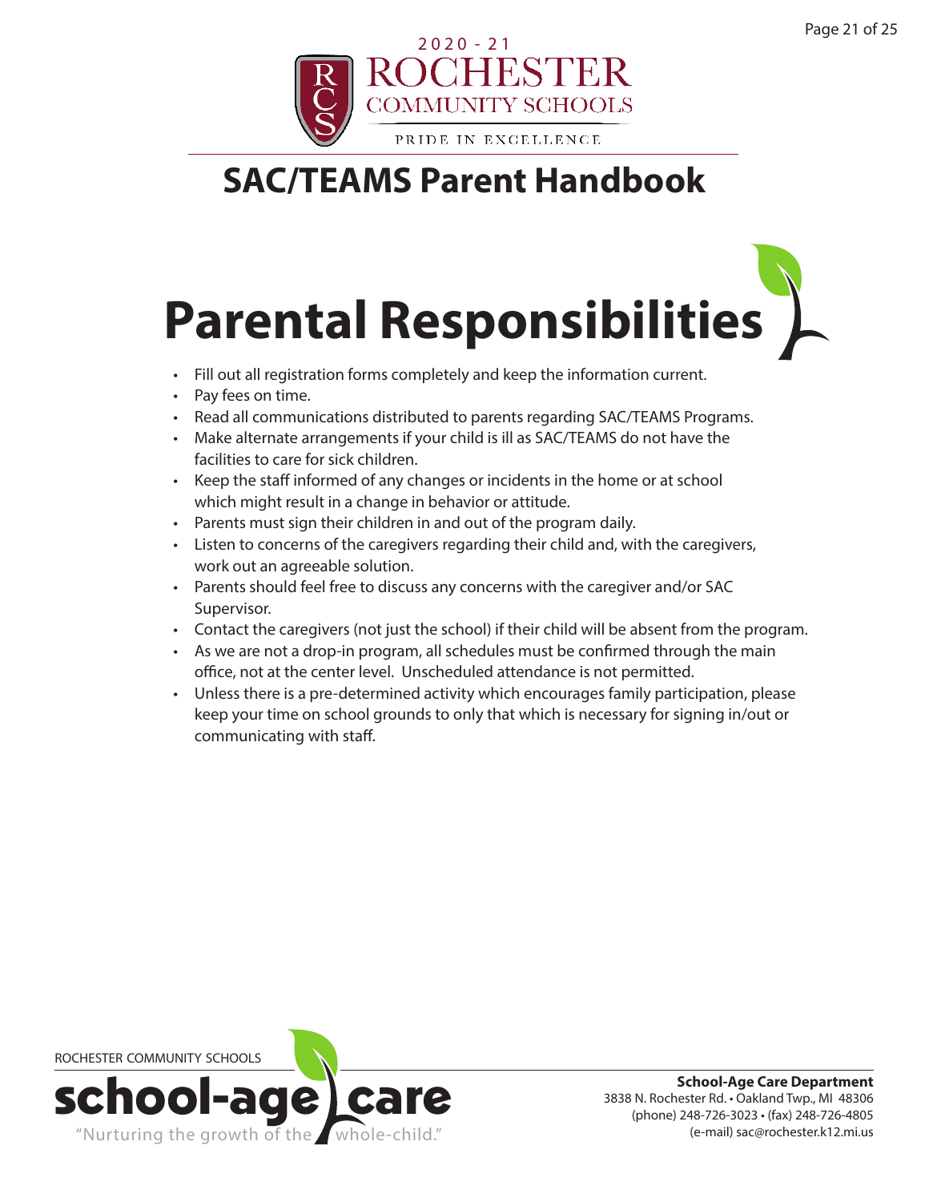# Parental Responsibilities

- Fill out all registration forms completely and keep the information current.
- Pay fees on time.
- Read all communications distributed to parents regarding SAC/TEAMS Programs.
- Make alternate arrangements if your child is ill as SAC/TEAMS do not have the facilities to care for sick children.
- Keep the staff informed of any changes or incidents in the home or at school which might result in a change in behavior or attitude.
- Parents must sign their children in and out of the program daily.
- Listen to concerns of the caregivers regarding their child and, with the caregivers, work out an agreeable solution.
- Parents should feel free to discuss any concerns with the caregiver and/or SAC Supervisor.
- Contact the caregivers (not just the school) if their child will be absent from the program.
- As we are not a drop-in program, all schedules must be confirmed through the main office, not at the center level. Unscheduled attendance is not permitted.
- Unless there is a pre-determined activity which encourages family participation, please keep your time on school grounds to only that which is necessary for signing in/out or communicating with staff.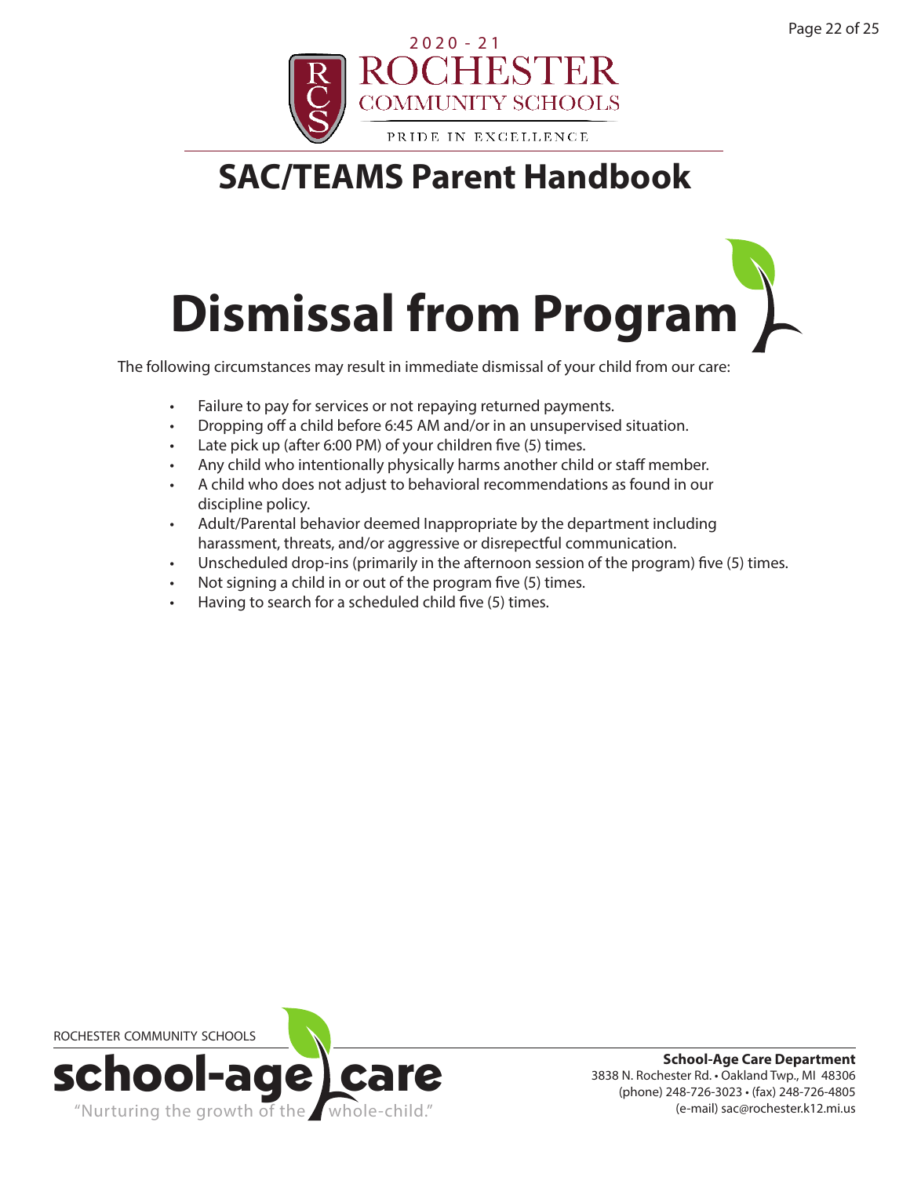# Dismissal from Program

The following circumstances may result in immediate dismissal of your child from our care:

- Failure to pay for services or not repaying returned payments.
- Dropping off a child before 6:45 AM and/or in an unsupervised situation.
- Late pick up (after 6:00 PM) of your children five (5) times.
- Any child who intentionally physically harms another child or staff member.
- A child who does not adjust to behavioral recommendations as found in our discipline policy.
- Adult/Parental behavior deemed Inappropriate by the department including harassment, threats, and/or aggressive or disrepectful communication.
- Unscheduled drop-ins (primarily in the afternoon session of the program) five (5) times.
- Not signing a child in or out of the program five (5) times.
- Having to search for a scheduled child five (5) times.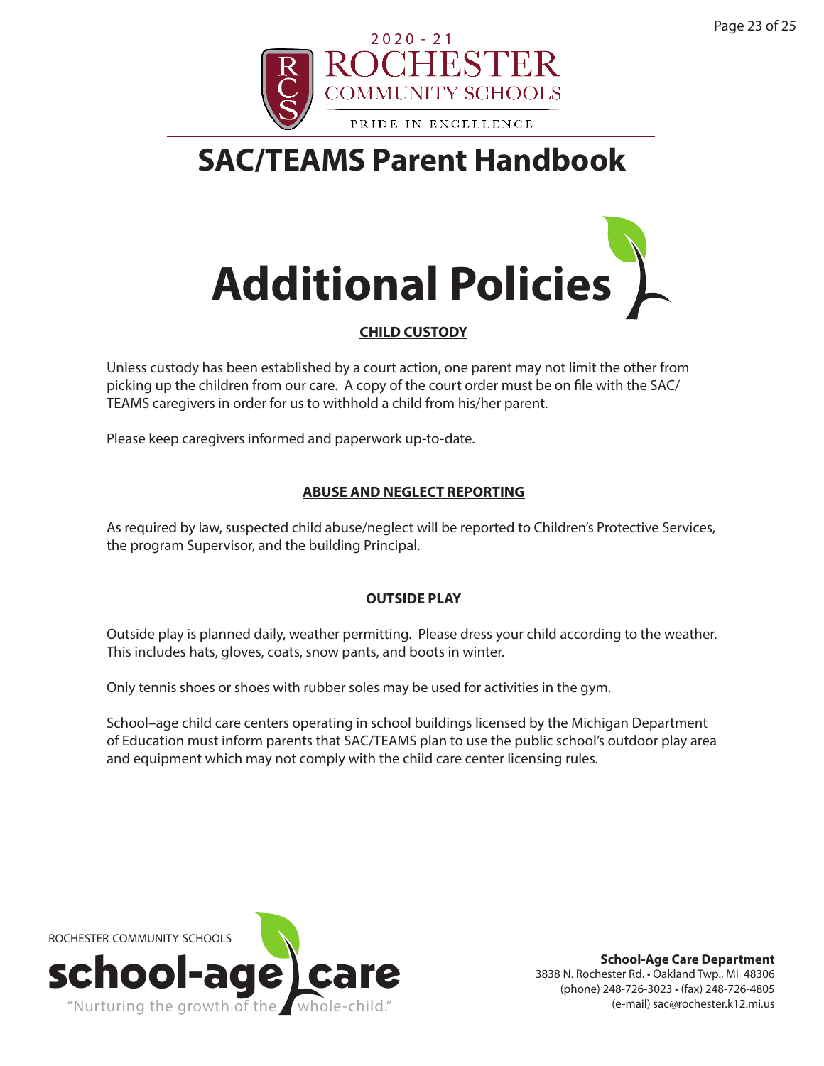# Additional Policies

## CHILD CUSTODY

Unless custody has been established by a court action, one parent may not limit the other from picking up the children from our care. A copy of the court order must be on file with the SAC/TEAMS caregivers in order for us to withhold a child from his/her parent.

Please keep caregivers informed and paperwork up-to-date.

## ABUSE AND NEGLECT REPORTING

As required by law, suspected child abuse/neglect will be reported to Children's Protective Services, the program Supervisor, and the building Principal.

## OUTSIDE PLAY

Outside play is planned daily, weather permitting. Please dress your child according to the weather. This includes hats, gloves, coats, snow pants, and boots in winter.

Only tennis shoes or shoes with rubber soles may be used for activities in the gym.

School–age child care centers operating in school buildings licensed by the Michigan Department of Education must inform parents that SAC/TEAMS plan to use the public school's outdoor play area and equipment which may not comply with the child care center licensing rules.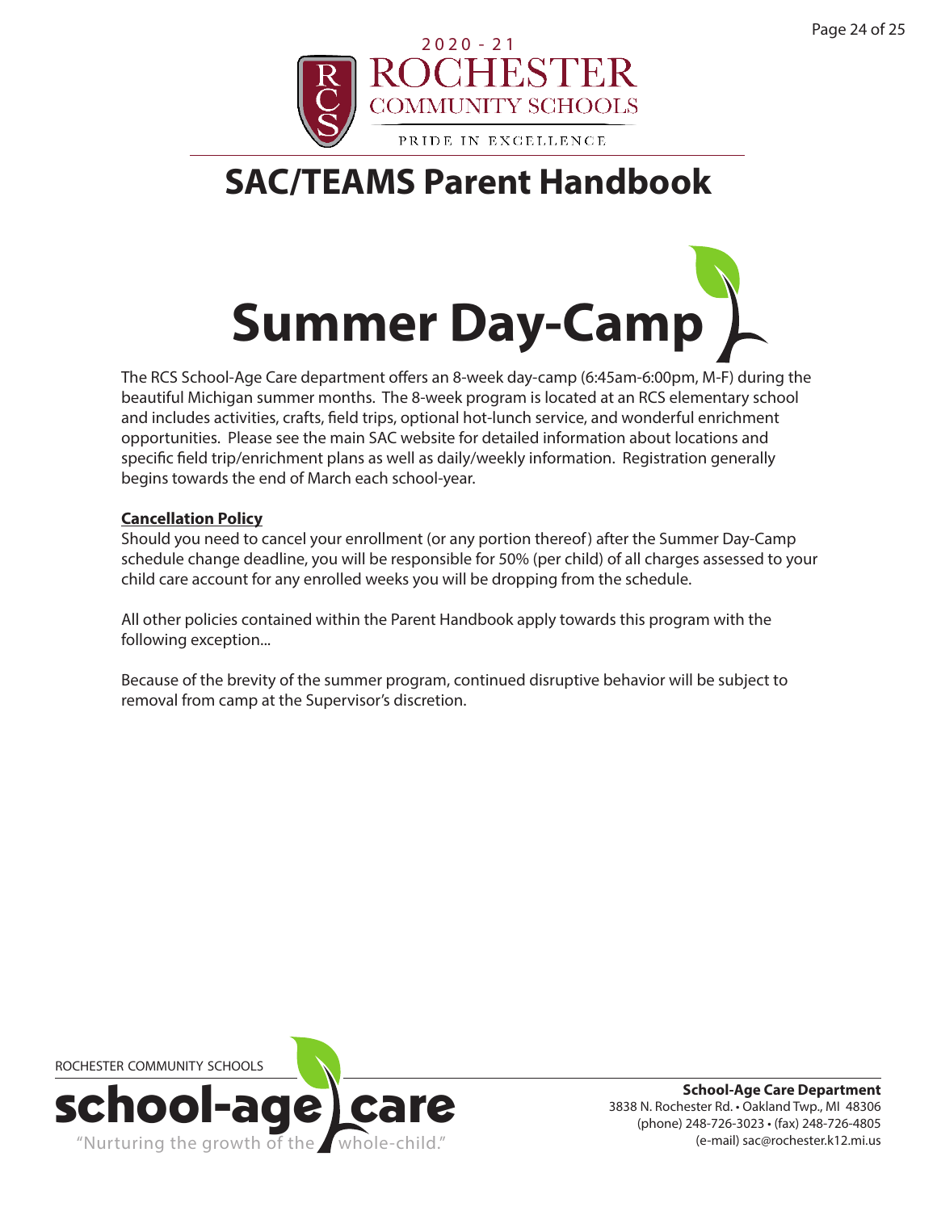# SAC/TEAMS Parent Handbook

## Summer Day-Camp

The RCS School-Age Care department offers an 8-week day-camp (6:45am-6:00pm, M-F) during the beautiful Michigan summer months. The 8-week program is located at an RCS elementary school and includes activities, crafts, field trips, optional hot-lunch service, and wonderful enrichment opportunities. Please see the main SAC website for detailed information about locations and specific field trip/enrichment plans as well as daily/weekly information. Registration generally begins towards the end of March each school-year.

**Cancellation Policy**

Should you need to cancel your enrollment (or any portion thereof) after the Summer Day-Camp schedule change deadline, you will be responsible for 50% (per child) of all charges assessed to your child care account for any enrolled weeks you will be dropping from the schedule.

All other policies contained within the Parent Handbook apply towards this program with the following exception...

Because of the brevity of the summer program, continued disruptive behavior will be subject to removal from camp at the Supervisor's discretion.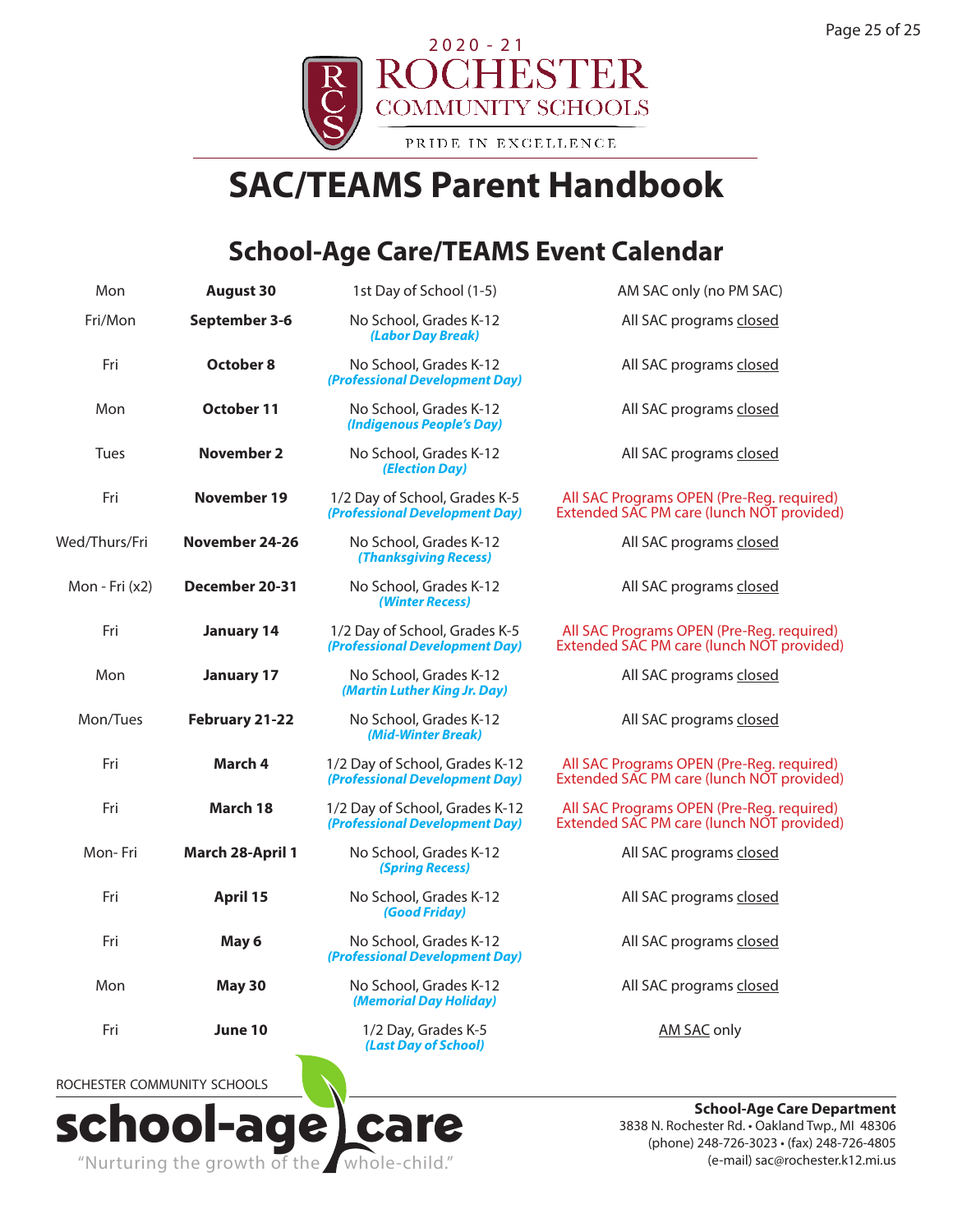2020 - 21
ROCHESTER COMMUNITY SCHOOLS
PRIDE IN EXCELLENCE

# SAC/TEAMS Parent Handbook

## School-Age Care/TEAMS Event Calendar

| | | | |
|---|---|---|---|
| Mon | **August 30** | 1st Day of School (1-5) | AM SAC only (no PM SAC) |
| Fri/Mon | **September 3-6** | No School, Grades K-12 ***(Labor Day Break)*** | All SAC programs closed |
| Fri | **October 8** | No School, Grades K-12 ***(Professional Development Day)*** | All SAC programs closed |
| Mon | **October 11** | No School, Grades K-12 ***(Indigenous People's Day)*** | All SAC programs closed |
| Tues | **November 2** | No School, Grades K-12 ***(Election Day)*** | All SAC programs closed |
| Fri | **November 19** | 1/2 Day of School, Grades K-5 ***(Professional Development Day)*** | All SAC Programs OPEN (Pre-Reg. required) Extended SAC PM care (lunch NOT provided) |
| Wed/Thurs/Fri | **November 24-26** | No School, Grades K-12 ***(Thanksgiving Recess)*** | All SAC programs closed |
| Mon - Fri (x2) | **December 20-31** | No School, Grades K-12 ***(Winter Recess)*** | All SAC programs closed |
| Fri | **January 14** | 1/2 Day of School, Grades K-5 ***(Professional Development Day)*** | All SAC Programs OPEN (Pre-Reg. required) Extended SAC PM care (lunch NOT provided) |
| Mon | **January 17** | No School, Grades K-12 ***(Martin Luther King Jr. Day)*** | All SAC programs closed |
| Mon/Tues | **February 21-22** | No School, Grades K-12 ***(Mid-Winter Break)*** | All SAC programs closed |
| Fri | **March 4** | 1/2 Day of School, Grades K-12 ***(Professional Development Day)*** | All SAC Programs OPEN (Pre-Reg. required) Extended SAC PM care (lunch NOT provided) |
| Fri | **March 18** | 1/2 Day of School, Grades K-12 ***(Professional Development Day)*** | All SAC Programs OPEN (Pre-Reg. required) Extended SAC PM care (lunch NOT provided) |
| Mon- Fri | **March 28-April 1** | No School, Grades K-12 ***(Spring Recess)*** | All SAC programs closed |
| Fri | **April 15** | No School, Grades K-12 ***(Good Friday)*** | All SAC programs closed |
| Fri | **May 6** | No School, Grades K-12 ***(Professional Development Day)*** | All SAC programs closed |
| Mon | **May 30** | No School, Grades K-12 ***(Memorial Day Holiday)*** | All SAC programs closed |
| Fri | **June 10** | 1/2 Day, Grades K-5 ***(Last Day of School)*** | AM SAC only |

ROCHESTER COMMUNITY SCHOOLS
school-age care
"Nurturing the growth of the whole-child."

**School-Age Care Department**
3838 N. Rochester Rd. • Oakland Twp., MI 48306
(phone) 248-726-3023 • (fax) 248-726-4805
(e-mail) sac@rochester.k12.mi.us